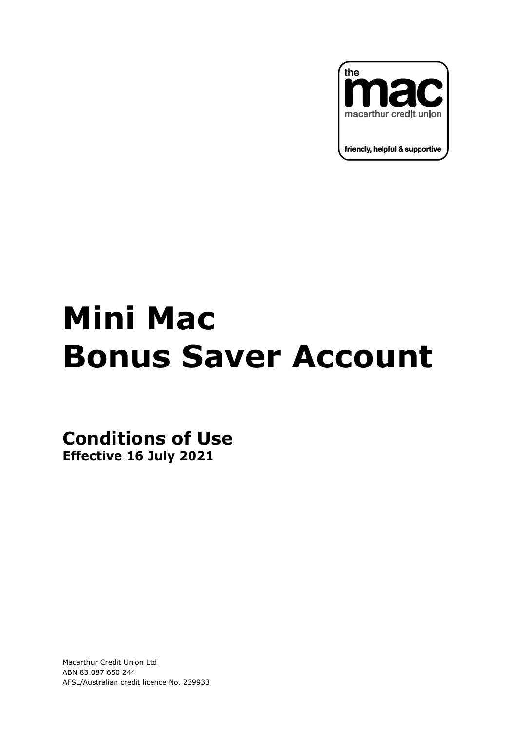the
mac
macarthur credit union

friendly, helpful & supportive

# Mini Mac
# Bonus Saver Account

## Conditions of Use
**Effective 16 July 2021**

Macarthur Credit Union Ltd
ABN 83 087 650 244
AFSL/Australian credit licence No. 239933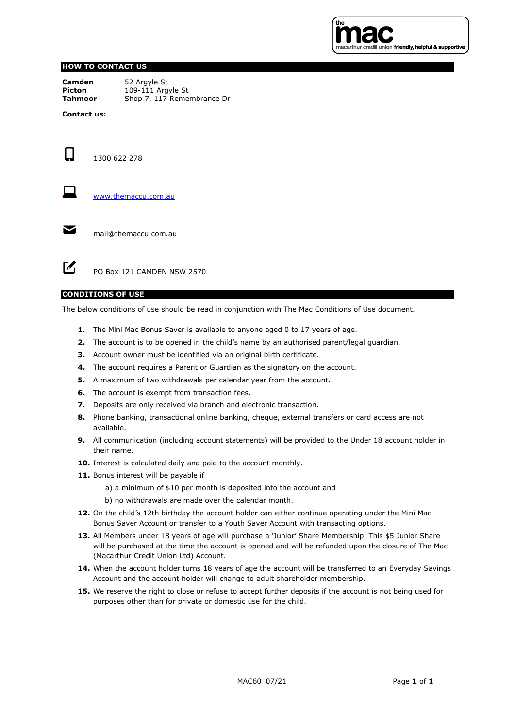## HOW TO CONTACT US

**Camden** 52 Argyle St
**Picton** 109-111 Argyle St
**Tahmoor** Shop 7, 117 Remembrance Dr

**Contact us:**

1300 622 278

www.themaccu.com.au

mail@themaccu.com.au

PO Box 121 CAMDEN NSW 2570

## CONDITIONS OF USE

The below conditions of use should be read in conjunction with The Mac Conditions of Use document.

1. The Mini Mac Bonus Saver is available to anyone aged 0 to 17 years of age.
2. The account is to be opened in the child's name by an authorised parent/legal guardian.
3. Account owner must be identified via an original birth certificate.
4. The account requires a Parent or Guardian as the signatory on the account.
5. A maximum of two withdrawals per calendar year from the account.
6. The account is exempt from transaction fees.
7. Deposits are only received via branch and electronic transaction.
8. Phone banking, transactional online banking, cheque, external transfers or card access are not available.
9. All communication (including account statements) will be provided to the Under 18 account holder in their name.
10. Interest is calculated daily and paid to the account monthly.
11. Bonus interest will be payable if
    a) a minimum of $10 per month is deposited into the account and
    b) no withdrawals are made over the calendar month.
12. On the child's 12th birthday the account holder can either continue operating under the Mini Mac Bonus Saver Account or transfer to a Youth Saver Account with transacting options.
13. All Members under 18 years of age will purchase a 'Junior' Share Membership. This $5 Junior Share will be purchased at the time the account is opened and will be refunded upon the closure of The Mac (Macarthur Credit Union Ltd) Account.
14. When the account holder turns 18 years of age the account will be transferred to an Everyday Savings Account and the account holder will change to adult shareholder membership.
15. We reserve the right to close or refuse to accept further deposits if the account is not being used for purposes other than for private or domestic use for the child.

MAC60 07/21